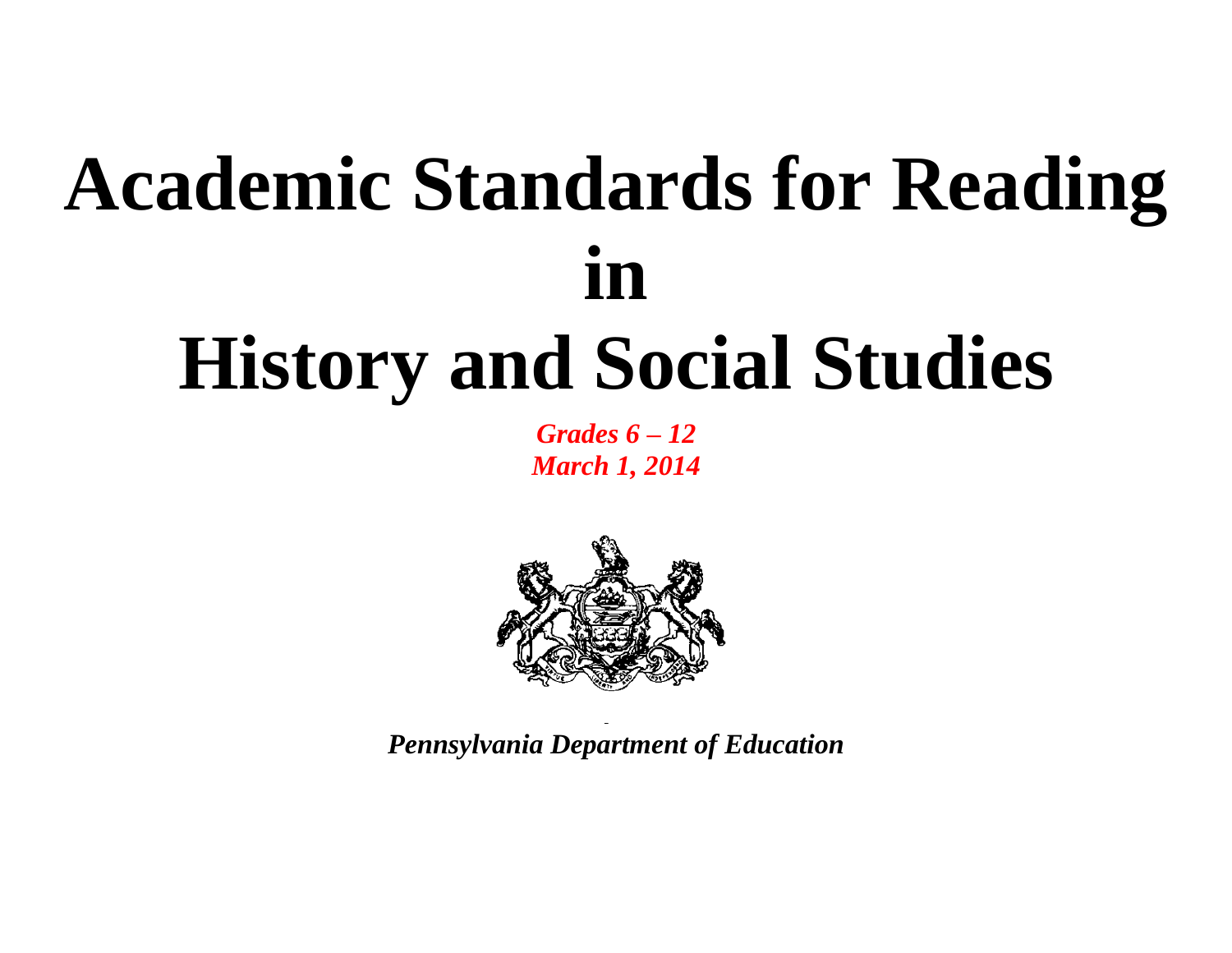# Academic Standards for Reading in History and Social Studies

***Grades 6 – 12***
***March 1, 2014***

***Pennsylvania Department of Education***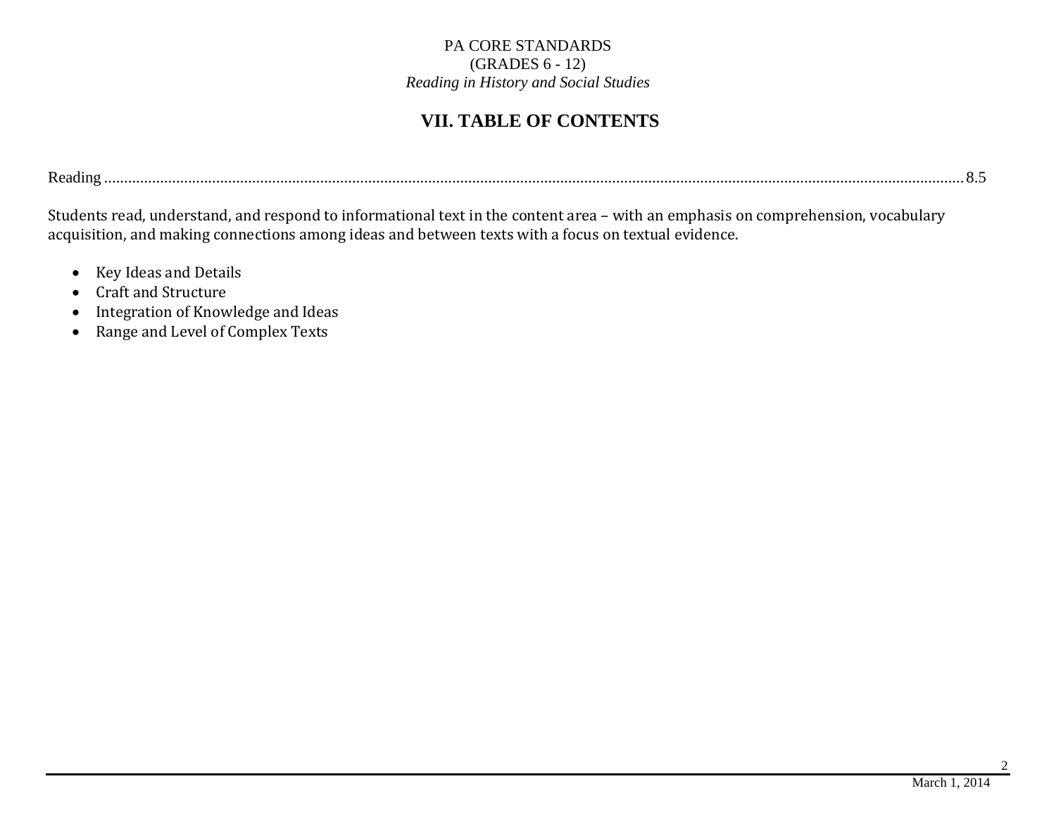# VII. TABLE OF CONTENTS

Reading ............................................................................................................................................................ 8.5

Students read, understand, and respond to informational text in the content area – with an emphasis on comprehension, vocabulary acquisition, and making connections among ideas and between texts with a focus on textual evidence.

- Key Ideas and Details
- Craft and Structure
- Integration of Knowledge and Ideas
- Range and Level of Complex Texts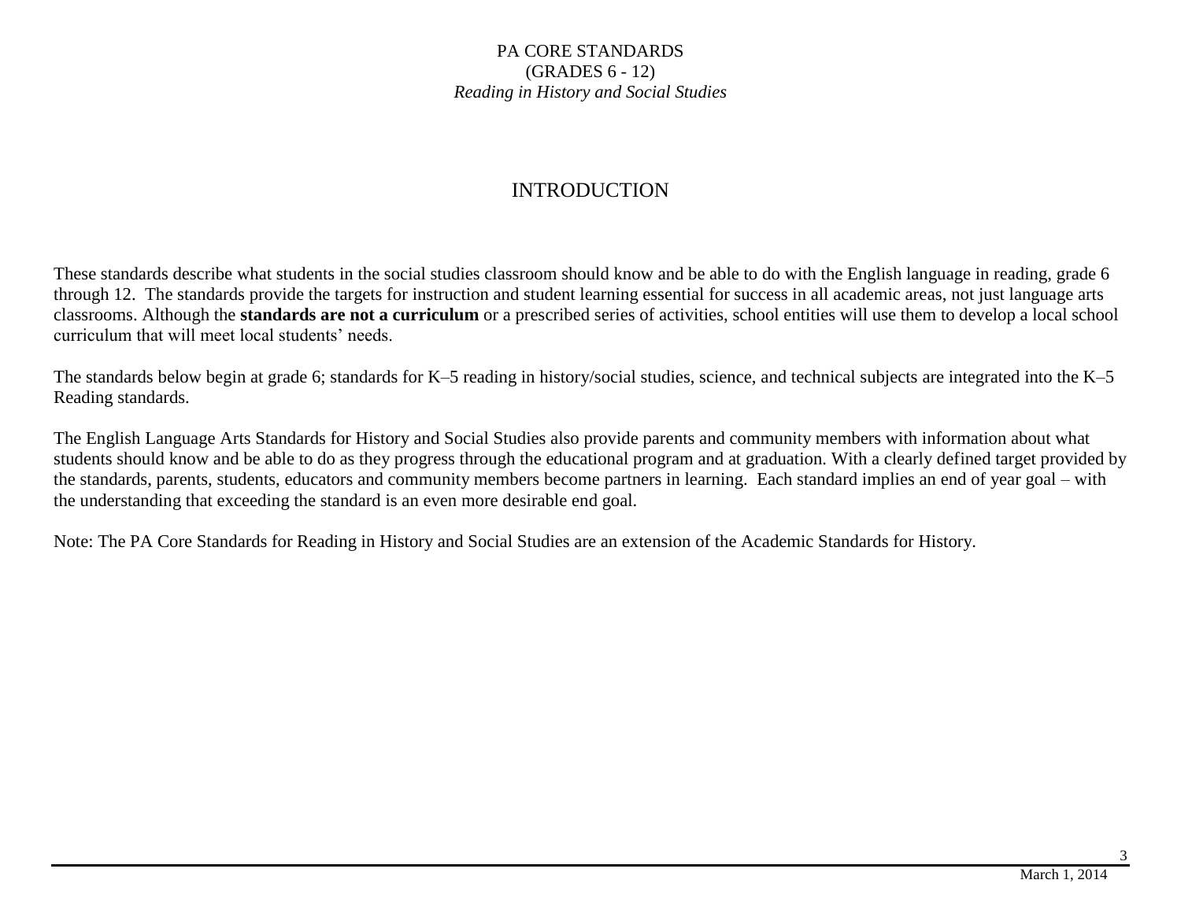PA CORE STANDARDS
(GRADES 6 - 12)
*Reading in History and Social Studies*

# INTRODUCTION

These standards describe what students in the social studies classroom should know and be able to do with the English language in reading, grade 6 through 12. The standards provide the targets for instruction and student learning essential for success in all academic areas, not just language arts classrooms. Although the **standards are not a curriculum** or a prescribed series of activities, school entities will use them to develop a local school curriculum that will meet local students' needs.

The standards below begin at grade 6; standards for K–5 reading in history/social studies, science, and technical subjects are integrated into the K–5 Reading standards.

The English Language Arts Standards for History and Social Studies also provide parents and community members with information about what students should know and be able to do as they progress through the educational program and at graduation. With a clearly defined target provided by the standards, parents, students, educators and community members become partners in learning. Each standard implies an end of year goal – with the understanding that exceeding the standard is an even more desirable end goal.

Note: The PA Core Standards for Reading in History and Social Studies are an extension of the Academic Standards for History.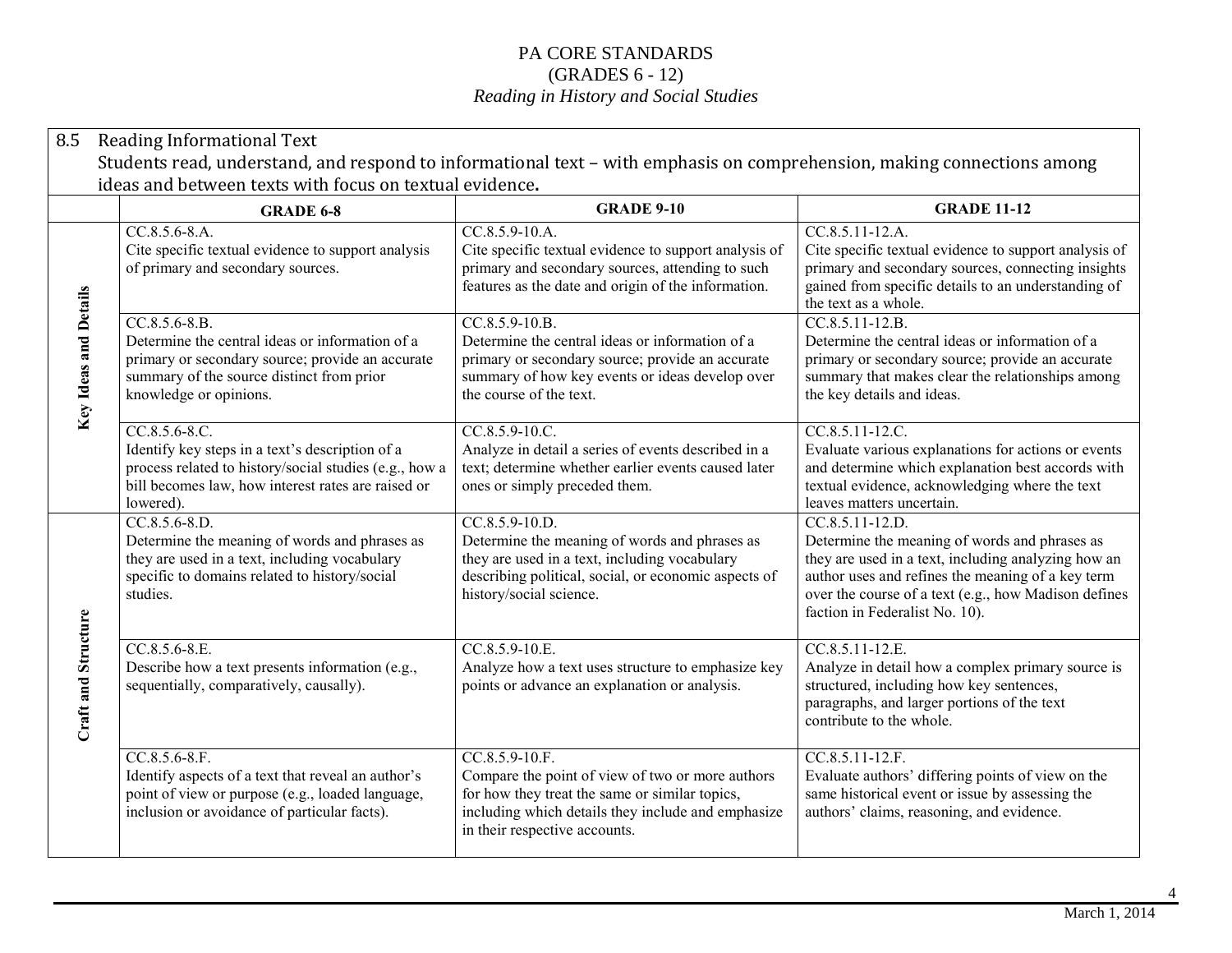# PA CORE STANDARDS
# (GRADES 6 - 12)
## *Reading in History and Social Studies*

**8.5 Reading Informational Text**
Students read, understand, and respond to informational text – with emphasis on comprehension, making connections among ideas and between texts with focus on textual evidence.

| | GRADE 6-8 | GRADE 9-10 | GRADE 11-12 |
|---|---|---|---|
| **Key Ideas and Details** | CC.8.5.6-8.A. Cite specific textual evidence to support analysis of primary and secondary sources. | CC.8.5.9-10.A. Cite specific textual evidence to support analysis of primary and secondary sources, attending to such features as the date and origin of the information. | CC.8.5.11-12.A. Cite specific textual evidence to support analysis of primary and secondary sources, connecting insights gained from specific details to an understanding of the text as a whole. |
| | CC.8.5.6-8.B. Determine the central ideas or information of a primary or secondary source; provide an accurate summary of the source distinct from prior knowledge or opinions. | CC.8.5.9-10.B. Determine the central ideas or information of a primary or secondary source; provide an accurate summary of how key events or ideas develop over the course of the text. | CC.8.5.11-12.B. Determine the central ideas or information of a primary or secondary source; provide an accurate summary that makes clear the relationships among the key details and ideas. |
| | CC.8.5.6-8.C. Identify key steps in a text's description of a process related to history/social studies (e.g., how a bill becomes law, how interest rates are raised or lowered). | CC.8.5.9-10.C. Analyze in detail a series of events described in a text; determine whether earlier events caused later ones or simply preceded them. | CC.8.5.11-12.C. Evaluate various explanations for actions or events and determine which explanation best accords with textual evidence, acknowledging where the text leaves matters uncertain. |
| **Craft and Structure** | CC.8.5.6-8.D. Determine the meaning of words and phrases as they are used in a text, including vocabulary specific to domains related to history/social studies. | CC.8.5.9-10.D. Determine the meaning of words and phrases as they are used in a text, including vocabulary describing political, social, or economic aspects of history/social science. | CC.8.5.11-12.D. Determine the meaning of words and phrases as they are used in a text, including analyzing how an author uses and refines the meaning of a key term over the course of a text (e.g., how Madison defines faction in Federalist No. 10). |
| | CC.8.5.6-8.E. Describe how a text presents information (e.g., sequentially, comparatively, causally). | CC.8.5.9-10.E. Analyze how a text uses structure to emphasize key points or advance an explanation or analysis. | CC.8.5.11-12.E. Analyze in detail how a complex primary source is structured, including how key sentences, paragraphs, and larger portions of the text contribute to the whole. |
| | CC.8.5.6-8.F. Identify aspects of a text that reveal an author's point of view or purpose (e.g., loaded language, inclusion or avoidance of particular facts). | CC.8.5.9-10.F. Compare the point of view of two or more authors for how they treat the same or similar topics, including which details they include and emphasize in their respective accounts. | CC.8.5.11-12.F. Evaluate authors' differing points of view on the same historical event or issue by assessing the authors' claims, reasoning, and evidence. |

March 1, 2014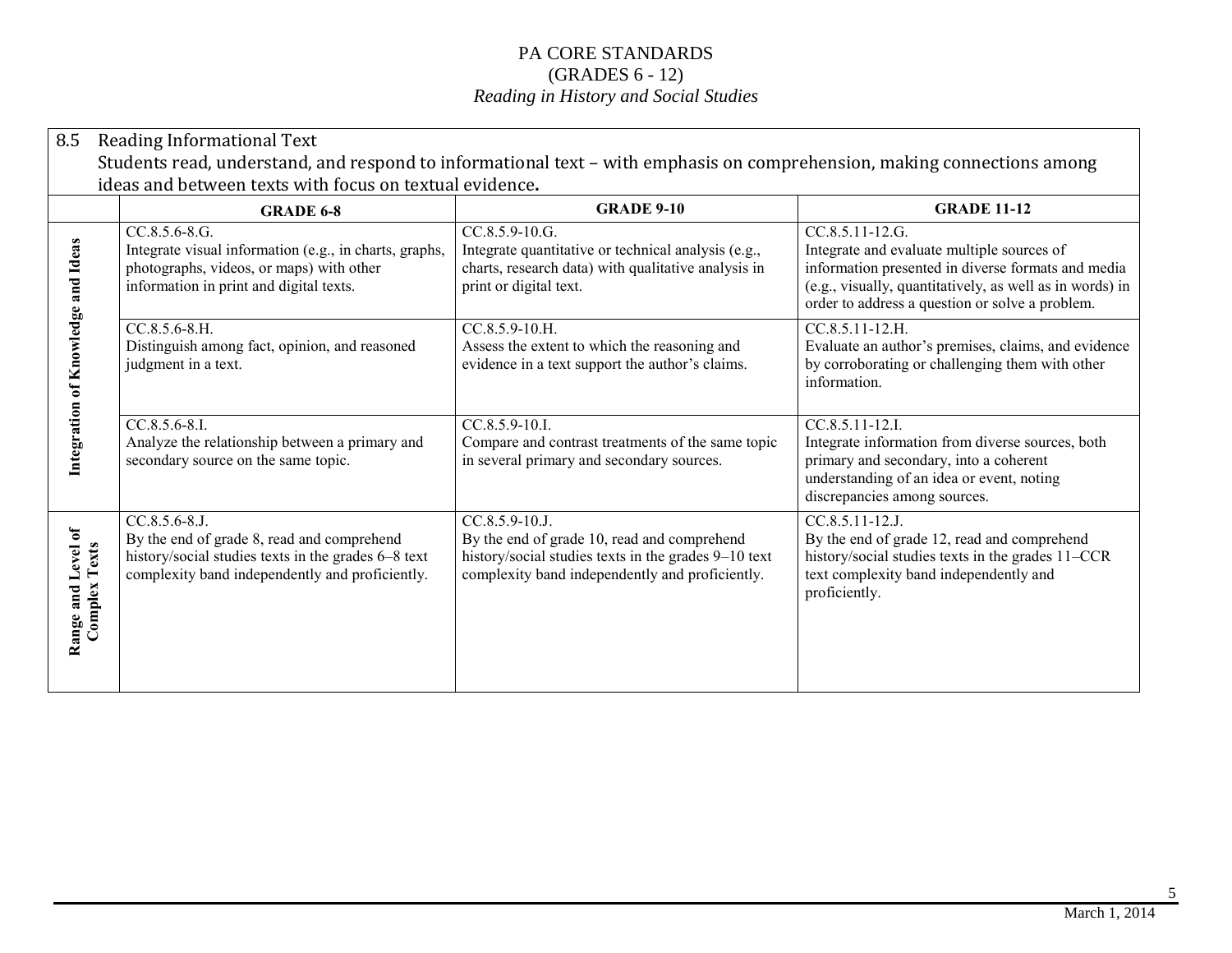# PA CORE STANDARDS
## (GRADES 6 - 12)
### *Reading in History and Social Studies*

| 8.5 Reading Informational Text<br>Students read, understand, and respond to informational text – with emphasis on comprehension, making connections among ideas and between texts with focus on textual evidence. | | | |
|---|---|---|---|
| | **GRADE 6-8** | **GRADE 9-10** | **GRADE 11-12** |
| **Integration of Knowledge and Ideas** | CC.8.5.6-8.G.<br>Integrate visual information (e.g., in charts, graphs, photographs, videos, or maps) with other information in print and digital texts. | CC.8.5.9-10.G.<br>Integrate quantitative or technical analysis (e.g., charts, research data) with qualitative analysis in print or digital text. | CC.8.5.11-12.G.<br>Integrate and evaluate multiple sources of information presented in diverse formats and media (e.g., visually, quantitatively, as well as in words) in order to address a question or solve a problem. |
| | CC.8.5.6-8.H.<br>Distinguish among fact, opinion, and reasoned judgment in a text. | CC.8.5.9-10.H.<br>Assess the extent to which the reasoning and evidence in a text support the author's claims. | CC.8.5.11-12.H.<br>Evaluate an author's premises, claims, and evidence by corroborating or challenging them with other information. |
| | CC.8.5.6-8.I.<br>Analyze the relationship between a primary and secondary source on the same topic. | CC.8.5.9-10.I.<br>Compare and contrast treatments of the same topic in several primary and secondary sources. | CC.8.5.11-12.I.<br>Integrate information from diverse sources, both primary and secondary, into a coherent understanding of an idea or event, noting discrepancies among sources. |
| **Range and Level of Complex Texts** | CC.8.5.6-8.J.<br>By the end of grade 8, read and comprehend history/social studies texts in the grades 6–8 text complexity band independently and proficiently. | CC.8.5.9-10.J.<br>By the end of grade 10, read and comprehend history/social studies texts in the grades 9–10 text complexity band independently and proficiently. | CC.8.5.11-12.J.<br>By the end of grade 12, read and comprehend history/social studies texts in the grades 11–CCR text complexity band independently and proficiently. |

March 1, 2014